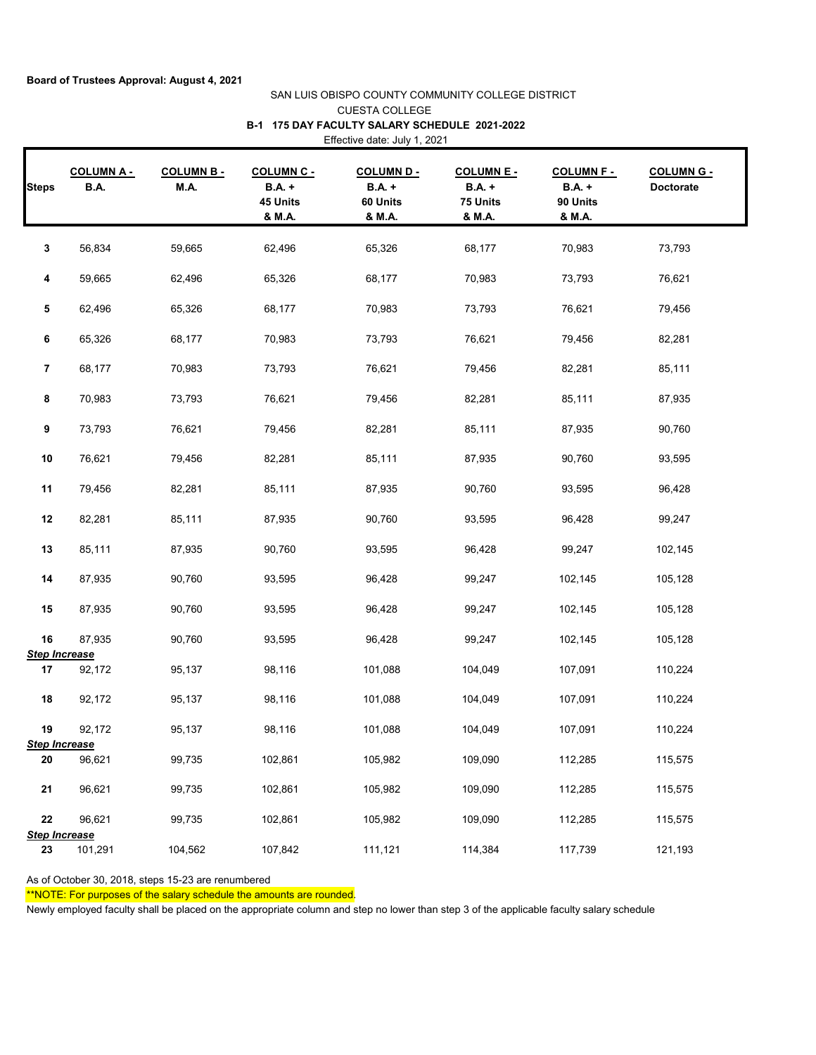**Board of Trustees Approval: August 4, 2021**

SAN LUIS OBISPO COUNTY COMMUNITY COLLEGE DISTRICT

CUESTA COLLEGE

**B-1 175 DAY FACULTY SALARY SCHEDULE 2021-2022**

Effective date: July 1, 2021

| Steps | COLUMN A - B.A. | COLUMN B - M.A. | COLUMN C - B.A. + 45 Units & M.A. | COLUMN D - B.A. + 60 Units & M.A. | COLUMN E - B.A. + 75 Units & M.A. | COLUMN F - B.A. + 90 Units & M.A. | COLUMN G - Doctorate |
|---|---|---|---|---|---|---|---|
| 3 | 56,834 | 59,665 | 62,496 | 65,326 | 68,177 | 70,983 | 73,793 |
| 4 | 59,665 | 62,496 | 65,326 | 68,177 | 70,983 | 73,793 | 76,621 |
| 5 | 62,496 | 65,326 | 68,177 | 70,983 | 73,793 | 76,621 | 79,456 |
| 6 | 65,326 | 68,177 | 70,983 | 73,793 | 76,621 | 79,456 | 82,281 |
| 7 | 68,177 | 70,983 | 73,793 | 76,621 | 79,456 | 82,281 | 85,111 |
| 8 | 70,983 | 73,793 | 76,621 | 79,456 | 82,281 | 85,111 | 87,935 |
| 9 | 73,793 | 76,621 | 79,456 | 82,281 | 85,111 | 87,935 | 90,760 |
| 10 | 76,621 | 79,456 | 82,281 | 85,111 | 87,935 | 90,760 | 93,595 |
| 11 | 79,456 | 82,281 | 85,111 | 87,935 | 90,760 | 93,595 | 96,428 |
| 12 | 82,281 | 85,111 | 87,935 | 90,760 | 93,595 | 96,428 | 99,247 |
| 13 | 85,111 | 87,935 | 90,760 | 93,595 | 96,428 | 99,247 | 102,145 |
| 14 | 87,935 | 90,760 | 93,595 | 96,428 | 99,247 | 102,145 | 105,128 |
| 15 | 87,935 | 90,760 | 93,595 | 96,428 | 99,247 | 102,145 | 105,128 |
| 16 | 87,935 | 90,760 | 93,595 | 96,428 | 99,247 | 102,145 | 105,128 |
| ***Step Increase*** | | | | | | | |
| 17 | 92,172 | 95,137 | 98,116 | 101,088 | 104,049 | 107,091 | 110,224 |
| 18 | 92,172 | 95,137 | 98,116 | 101,088 | 104,049 | 107,091 | 110,224 |
| 19 | 92,172 | 95,137 | 98,116 | 101,088 | 104,049 | 107,091 | 110,224 |
| ***Step Increase*** | | | | | | | |
| 20 | 96,621 | 99,735 | 102,861 | 105,982 | 109,090 | 112,285 | 115,575 |
| 21 | 96,621 | 99,735 | 102,861 | 105,982 | 109,090 | 112,285 | 115,575 |
| 22 | 96,621 | 99,735 | 102,861 | 105,982 | 109,090 | 112,285 | 115,575 |
| ***Step Increase*** | | | | | | | |
| 23 | 101,291 | 104,562 | 107,842 | 111,121 | 114,384 | 117,739 | 121,193 |

As of October 30, 2018, steps 15-23 are renumbered

**NOTE: For purposes of the salary schedule the amounts are rounded.

Newly employed faculty shall be placed on the appropriate column and step no lower than step 3 of the applicable faculty salary schedule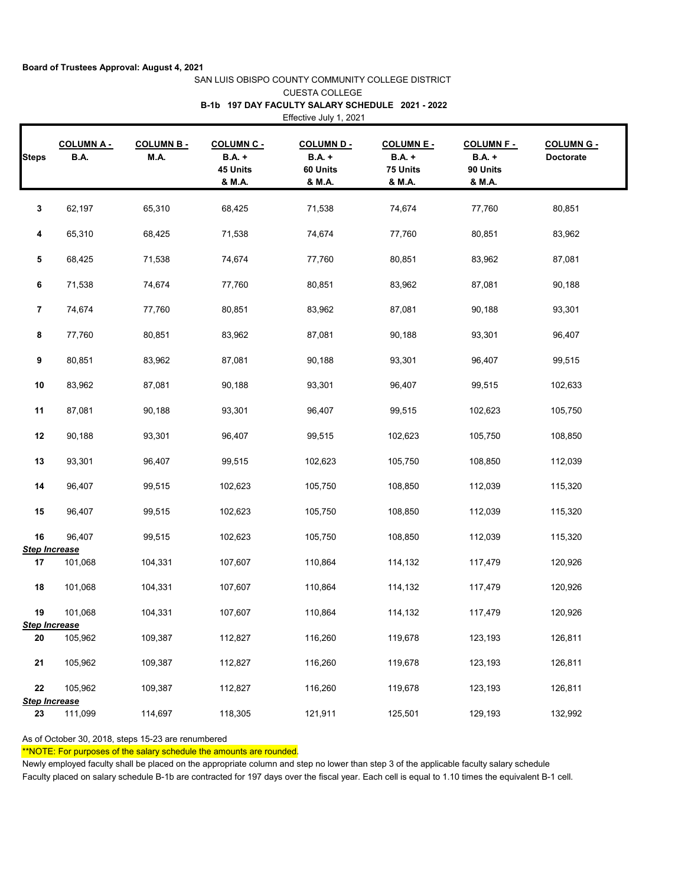**Board of Trustees Approval: August 4, 2021**

SAN LUIS OBISPO COUNTY COMMUNITY COLLEGE DISTRICT

CUESTA COLLEGE

**B-1b 197 DAY FACULTY SALARY SCHEDULE 2021 - 2022**

Effective July 1, 2021

| Steps | COLUMN A - B.A. | COLUMN B - M.A. | COLUMN C - B.A. + 45 Units & M.A. | COLUMN D - B.A. + 60 Units & M.A. | COLUMN E - B.A. + 75 Units & M.A. | COLUMN F - B.A. + 90 Units & M.A. | COLUMN G - Doctorate |
|---|---|---|---|---|---|---|---|
| 3 | 62,197 | 65,310 | 68,425 | 71,538 | 74,674 | 77,760 | 80,851 |
| 4 | 65,310 | 68,425 | 71,538 | 74,674 | 77,760 | 80,851 | 83,962 |
| 5 | 68,425 | 71,538 | 74,674 | 77,760 | 80,851 | 83,962 | 87,081 |
| 6 | 71,538 | 74,674 | 77,760 | 80,851 | 83,962 | 87,081 | 90,188 |
| 7 | 74,674 | 77,760 | 80,851 | 83,962 | 87,081 | 90,188 | 93,301 |
| 8 | 77,760 | 80,851 | 83,962 | 87,081 | 90,188 | 93,301 | 96,407 |
| 9 | 80,851 | 83,962 | 87,081 | 90,188 | 93,301 | 96,407 | 99,515 |
| 10 | 83,962 | 87,081 | 90,188 | 93,301 | 96,407 | 99,515 | 102,633 |
| 11 | 87,081 | 90,188 | 93,301 | 96,407 | 99,515 | 102,623 | 105,750 |
| 12 | 90,188 | 93,301 | 96,407 | 99,515 | 102,623 | 105,750 | 108,850 |
| 13 | 93,301 | 96,407 | 99,515 | 102,623 | 105,750 | 108,850 | 112,039 |
| 14 | 96,407 | 99,515 | 102,623 | 105,750 | 108,850 | 112,039 | 115,320 |
| 15 | 96,407 | 99,515 | 102,623 | 105,750 | 108,850 | 112,039 | 115,320 |
| 16 | 96,407 | 99,515 | 102,623 | 105,750 | 108,850 | 112,039 | 115,320 |
| ***Step Increase*** | | | | | | | |
| 17 | 101,068 | 104,331 | 107,607 | 110,864 | 114,132 | 117,479 | 120,926 |
| 18 | 101,068 | 104,331 | 107,607 | 110,864 | 114,132 | 117,479 | 120,926 |
| 19 | 101,068 | 104,331 | 107,607 | 110,864 | 114,132 | 117,479 | 120,926 |
| ***Step Increase*** | | | | | | | |
| 20 | 105,962 | 109,387 | 112,827 | 116,260 | 119,678 | 123,193 | 126,811 |
| 21 | 105,962 | 109,387 | 112,827 | 116,260 | 119,678 | 123,193 | 126,811 |
| 22 | 105,962 | 109,387 | 112,827 | 116,260 | 119,678 | 123,193 | 126,811 |
| ***Step Increase*** | | | | | | | |
| 23 | 111,099 | 114,697 | 118,305 | 121,911 | 125,501 | 129,193 | 132,992 |

As of October 30, 2018, steps 15-23 are renumbered

**NOTE: For purposes of the salary schedule the amounts are rounded.

Newly employed faculty shall be placed on the appropriate column and step no lower than step 3 of the applicable faculty salary schedule

Faculty placed on salary schedule B-1b are contracted for 197 days over the fiscal year. Each cell is equal to 1.10 times the equivalent B-1 cell.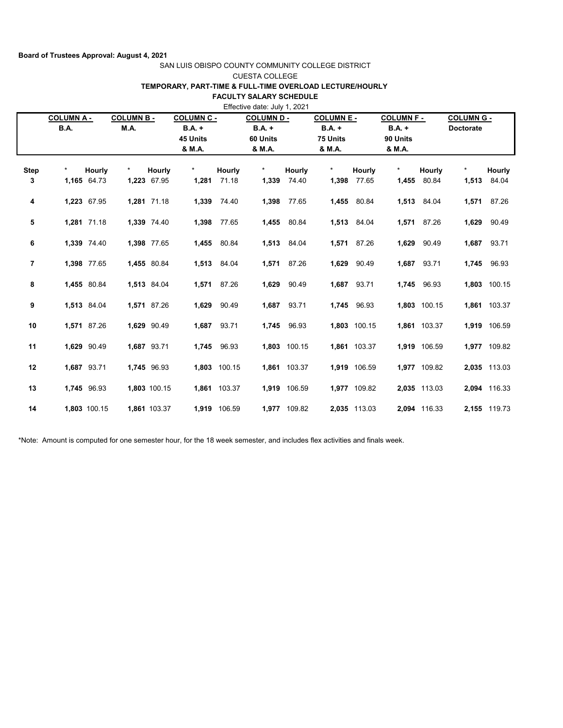**Board of Trustees Approval: August 4, 2021**

SAN LUIS OBISPO COUNTY COMMUNITY COLLEGE DISTRICT

CUESTA COLLEGE

**TEMPORARY, PART-TIME & FULL-TIME OVERLOAD LECTURE/HOURLY**

**FACULTY SALARY SCHEDULE**

Effective date: July 1, 2021

| | COLUMN A - B.A. | | COLUMN B - M.A. | | COLUMN C - B.A. + 45 Units & M.A. | | COLUMN D - B.A. + 60 Units & M.A. | | COLUMN E - B.A. + 75 Units & M.A. | | COLUMN F - B.A. + 90 Units & M.A. | | COLUMN G - Doctorate | |
|---|---|---|---|---|---|---|---|---|---|---|---|---|---|---|
| **Step** | * | **Hourly** | * | **Hourly** | * | **Hourly** | * | **Hourly** | * | **Hourly** | * | **Hourly** | * | **Hourly** |
| **3** | **1,165** | 64.73 | **1,223** | 67.95 | **1,281** | 71.18 | **1,339** | 74.40 | **1,398** | 77.65 | **1,455** | 80.84 | **1,513** | 84.04 |
| **4** | **1,223** | 67.95 | **1,281** | 71.18 | **1,339** | 74.40 | **1,398** | 77.65 | **1,455** | 80.84 | **1,513** | 84.04 | **1,571** | 87.26 |
| **5** | **1,281** | 71.18 | **1,339** | 74.40 | **1,398** | 77.65 | **1,455** | 80.84 | **1,513** | 84.04 | **1,571** | 87.26 | **1,629** | 90.49 |
| **6** | **1,339** | 74.40 | **1,398** | 77.65 | **1,455** | 80.84 | **1,513** | 84.04 | **1,571** | 87.26 | **1,629** | 90.49 | **1,687** | 93.71 |
| **7** | **1,398** | 77.65 | **1,455** | 80.84 | **1,513** | 84.04 | **1,571** | 87.26 | **1,629** | 90.49 | **1,687** | 93.71 | **1,745** | 96.93 |
| **8** | **1,455** | 80.84 | **1,513** | 84.04 | **1,571** | 87.26 | **1,629** | 90.49 | **1,687** | 93.71 | **1,745** | 96.93 | **1,803** | 100.15 |
| **9** | **1,513** | 84.04 | **1,571** | 87.26 | **1,629** | 90.49 | **1,687** | 93.71 | **1,745** | 96.93 | **1,803** | 100.15 | **1,861** | 103.37 |
| **10** | **1,571** | 87.26 | **1,629** | 90.49 | **1,687** | 93.71 | **1,745** | 96.93 | **1,803** | 100.15 | **1,861** | 103.37 | **1,919** | 106.59 |
| **11** | **1,629** | 90.49 | **1,687** | 93.71 | **1,745** | 96.93 | **1,803** | 100.15 | **1,861** | 103.37 | **1,919** | 106.59 | **1,977** | 109.82 |
| **12** | **1,687** | 93.71 | **1,745** | 96.93 | **1,803** | 100.15 | **1,861** | 103.37 | **1,919** | 106.59 | **1,977** | 109.82 | **2,035** | 113.03 |
| **13** | **1,745** | 96.93 | **1,803** | 100.15 | **1,861** | 103.37 | **1,919** | 106.59 | **1,977** | 109.82 | **2,035** | 113.03 | **2,094** | 116.33 |
| **14** | **1,803** | 100.15 | **1,861** | 103.37 | **1,919** | 106.59 | **1,977** | 109.82 | **2,035** | 113.03 | **2,094** | 116.33 | **2,155** | 119.73 |

*Note: Amount is computed for one semester hour, for the 18 week semester, and includes flex activities and finals week.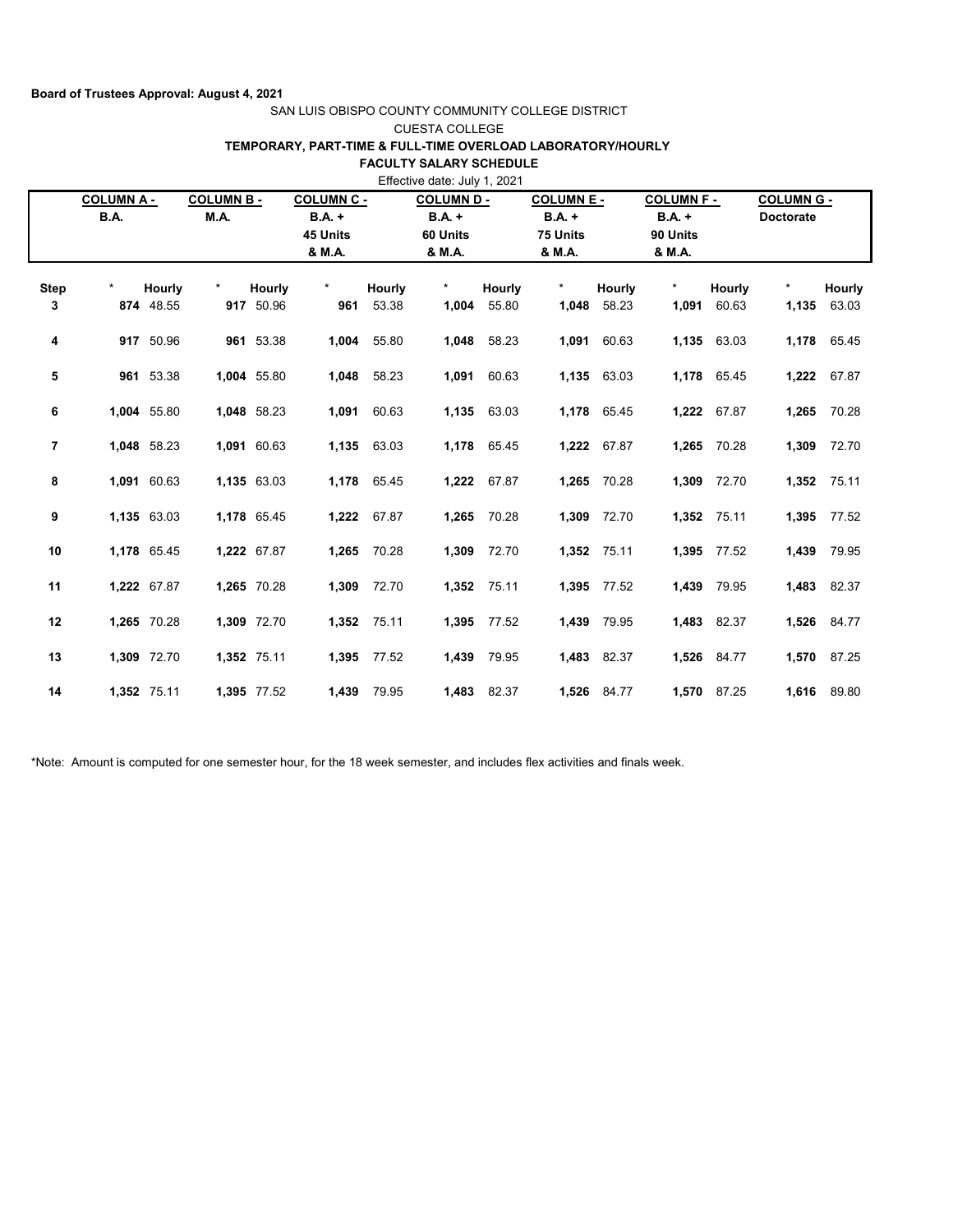**Board of Trustees Approval: August 4, 2021**

SAN LUIS OBISPO COUNTY COMMUNITY COLLEGE DISTRICT

CUESTA COLLEGE

**TEMPORARY, PART-TIME & FULL-TIME OVERLOAD LABORATORY/HOURLY**

**FACULTY SALARY SCHEDULE**

Effective date: July 1, 2021

| | COLUMN A - B.A. | | COLUMN B - M.A. | | COLUMN C - B.A. + 45 Units & M.A. | | COLUMN D - B.A. + 60 Units & M.A. | | COLUMN E - B.A. + 75 Units & M.A. | | COLUMN F - B.A. + 90 Units & M.A. | | COLUMN G - Doctorate | |
|---|---|---|---|---|---|---|---|---|---|---|---|---|---|---|
| **Step** | * | **Hourly** | * | **Hourly** | * | **Hourly** | * | **Hourly** | * | **Hourly** | * | **Hourly** | * | **Hourly** |
| **3** | **874** | 48.55 | **917** | 50.96 | **961** | 53.38 | **1,004** | 55.80 | **1,048** | 58.23 | **1,091** | 60.63 | **1,135** | 63.03 |
| **4** | **917** | 50.96 | **961** | 53.38 | **1,004** | 55.80 | **1,048** | 58.23 | **1,091** | 60.63 | **1,135** | 63.03 | **1,178** | 65.45 |
| **5** | **961** | 53.38 | **1,004** | 55.80 | **1,048** | 58.23 | **1,091** | 60.63 | **1,135** | 63.03 | **1,178** | 65.45 | **1,222** | 67.87 |
| **6** | **1,004** | 55.80 | **1,048** | 58.23 | **1,091** | 60.63 | **1,135** | 63.03 | **1,178** | 65.45 | **1,222** | 67.87 | **1,265** | 70.28 |
| **7** | **1,048** | 58.23 | **1,091** | 60.63 | **1,135** | 63.03 | **1,178** | 65.45 | **1,222** | 67.87 | **1,265** | 70.28 | **1,309** | 72.70 |
| **8** | **1,091** | 60.63 | **1,135** | 63.03 | **1,178** | 65.45 | **1,222** | 67.87 | **1,265** | 70.28 | **1,309** | 72.70 | **1,352** | 75.11 |
| **9** | **1,135** | 63.03 | **1,178** | 65.45 | **1,222** | 67.87 | **1,265** | 70.28 | **1,309** | 72.70 | **1,352** | 75.11 | **1,395** | 77.52 |
| **10** | **1,178** | 65.45 | **1,222** | 67.87 | **1,265** | 70.28 | **1,309** | 72.70 | **1,352** | 75.11 | **1,395** | 77.52 | **1,439** | 79.95 |
| **11** | **1,222** | 67.87 | **1,265** | 70.28 | **1,309** | 72.70 | **1,352** | 75.11 | **1,395** | 77.52 | **1,439** | 79.95 | **1,483** | 82.37 |
| **12** | **1,265** | 70.28 | **1,309** | 72.70 | **1,352** | 75.11 | **1,395** | 77.52 | **1,439** | 79.95 | **1,483** | 82.37 | **1,526** | 84.77 |
| **13** | **1,309** | 72.70 | **1,352** | 75.11 | **1,395** | 77.52 | **1,439** | 79.95 | **1,483** | 82.37 | **1,526** | 84.77 | **1,570** | 87.25 |
| **14** | **1,352** | 75.11 | **1,395** | 77.52 | **1,439** | 79.95 | **1,483** | 82.37 | **1,526** | 84.77 | **1,570** | 87.25 | **1,616** | 89.80 |

*Note: Amount is computed for one semester hour, for the 18 week semester, and includes flex activities and finals week.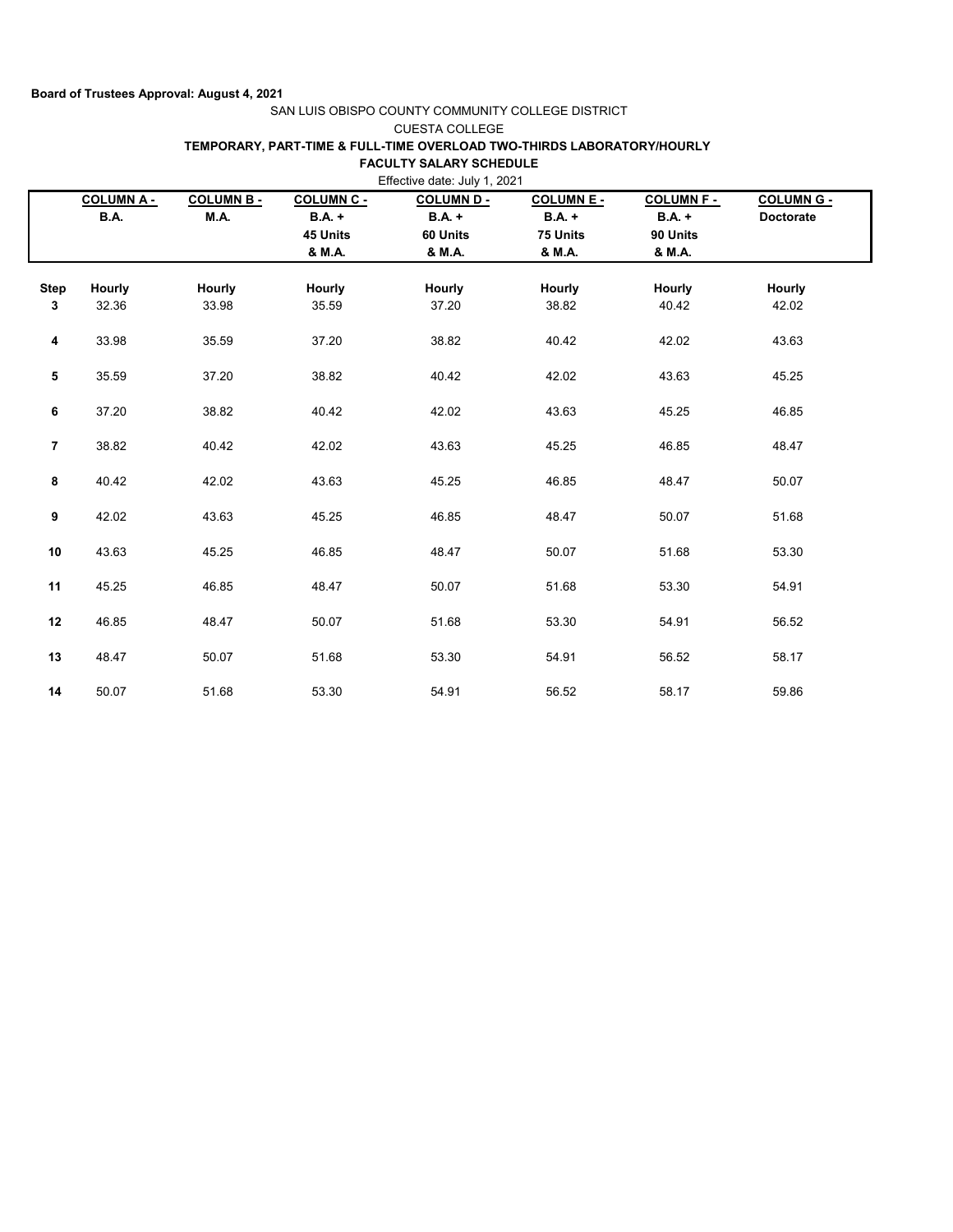**Board of Trustees Approval: August 4, 2021**

SAN LUIS OBISPO COUNTY COMMUNITY COLLEGE DISTRICT

CUESTA COLLEGE

**TEMPORARY, PART-TIME & FULL-TIME OVERLOAD TWO-THIRDS LABORATORY/HOURLY**

**FACULTY SALARY SCHEDULE**

Effective date: July 1, 2021

| | COLUMN A - B.A. | COLUMN B - M.A. | COLUMN C - B.A. + 45 Units & M.A. | COLUMN D - B.A. + 60 Units & M.A. | COLUMN E - B.A. + 75 Units & M.A. | COLUMN F - B.A. + 90 Units & M.A. | COLUMN G - Doctorate |
|---|---|---|---|---|---|---|---|
| **Step** | **Hourly** | **Hourly** | **Hourly** | **Hourly** | **Hourly** | **Hourly** | **Hourly** |
| **3** | 32.36 | 33.98 | 35.59 | 37.20 | 38.82 | 40.42 | 42.02 |
| **4** | 33.98 | 35.59 | 37.20 | 38.82 | 40.42 | 42.02 | 43.63 |
| **5** | 35.59 | 37.20 | 38.82 | 40.42 | 42.02 | 43.63 | 45.25 |
| **6** | 37.20 | 38.82 | 40.42 | 42.02 | 43.63 | 45.25 | 46.85 |
| **7** | 38.82 | 40.42 | 42.02 | 43.63 | 45.25 | 46.85 | 48.47 |
| **8** | 40.42 | 42.02 | 43.63 | 45.25 | 46.85 | 48.47 | 50.07 |
| **9** | 42.02 | 43.63 | 45.25 | 46.85 | 48.47 | 50.07 | 51.68 |
| **10** | 43.63 | 45.25 | 46.85 | 48.47 | 50.07 | 51.68 | 53.30 |
| **11** | 45.25 | 46.85 | 48.47 | 50.07 | 51.68 | 53.30 | 54.91 |
| **12** | 46.85 | 48.47 | 50.07 | 51.68 | 53.30 | 54.91 | 56.52 |
| **13** | 48.47 | 50.07 | 51.68 | 53.30 | 54.91 | 56.52 | 58.17 |
| **14** | 50.07 | 51.68 | 53.30 | 54.91 | 56.52 | 58.17 | 59.86 |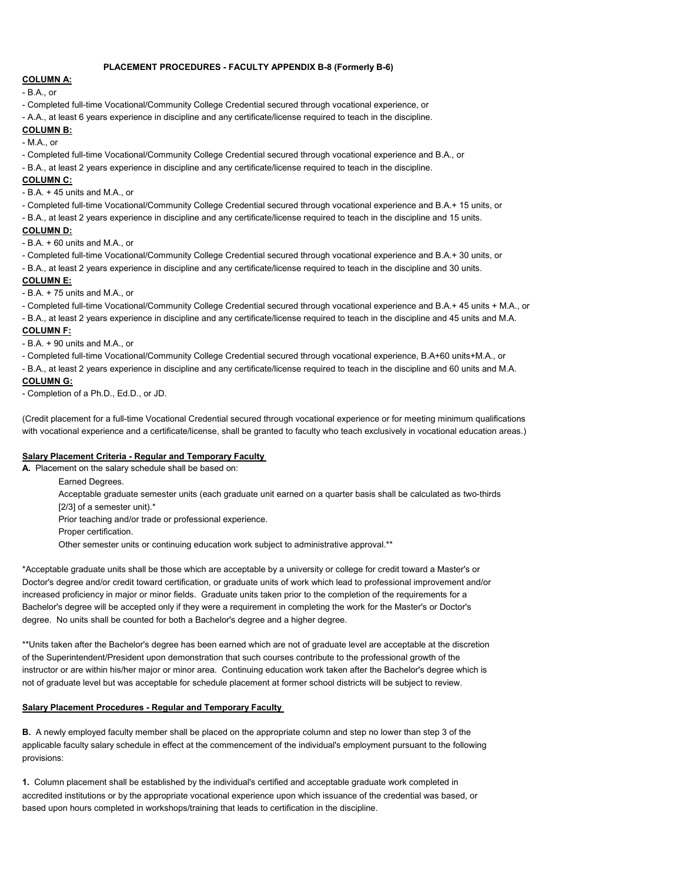**PLACEMENT PROCEDURES - FACULTY APPENDIX B-8 (Formerly B-6)**

**COLUMN A:**

- B.A., or
- Completed full-time Vocational/Community College Credential secured through vocational experience, or
- A.A., at least 6 years experience in discipline and any certificate/license required to teach in the discipline.

**COLUMN B:**

- M.A., or
- Completed full-time Vocational/Community College Credential secured through vocational experience and B.A., or
- B.A., at least 2 years experience in discipline and any certificate/license required to teach in the discipline.

**COLUMN C:**

- B.A. + 45 units and M.A., or
- Completed full-time Vocational/Community College Credential secured through vocational experience and B.A.+ 15 units, or
- B.A., at least 2 years experience in discipline and any certificate/license required to teach in the discipline and 15 units.

**COLUMN D:**

- B.A. + 60 units and M.A., or
- Completed full-time Vocational/Community College Credential secured through vocational experience and B.A.+ 30 units, or
- B.A., at least 2 years experience in discipline and any certificate/license required to teach in the discipline and 30 units.

**COLUMN E:**

- B.A. + 75 units and M.A., or
- Completed full-time Vocational/Community College Credential secured through vocational experience and B.A.+ 45 units + M.A., or
- B.A., at least 2 years experience in discipline and any certificate/license required to teach in the discipline and 45 units and M.A.

**COLUMN F:**

- B.A. + 90 units and M.A., or
- Completed full-time Vocational/Community College Credential secured through vocational experience, B.A+60 units+M.A., or
- B.A., at least 2 years experience in discipline and any certificate/license required to teach in the discipline and 60 units and M.A.

**COLUMN G:**

- Completion of a Ph.D., Ed.D., or JD.

(Credit placement for a full-time Vocational Credential secured through vocational experience or for meeting minimum qualifications with vocational experience and a certificate/license, shall be granted to faculty who teach exclusively in vocational education areas.)

**Salary Placement Criteria - Regular and Temporary Faculty**

**A.** Placement on the salary schedule shall be based on:

Earned Degrees.
Acceptable graduate semester units (each graduate unit earned on a quarter basis shall be calculated as two-thirds [2/3] of a semester unit).*
Prior teaching and/or trade or professional experience.
Proper certification.
Other semester units or continuing education work subject to administrative approval.**

*Acceptable graduate units shall be those which are acceptable by a university or college for credit toward a Master's or Doctor's degree and/or credit toward certification, or graduate units of work which lead to professional improvement and/or increased proficiency in major or minor fields. Graduate units taken prior to the completion of the requirements for a Bachelor's degree will be accepted only if they were a requirement in completing the work for the Master's or Doctor's degree. No units shall be counted for both a Bachelor's degree and a higher degree.

**Units taken after the Bachelor's degree has been earned which are not of graduate level are acceptable at the discretion of the Superintendent/President upon demonstration that such courses contribute to the professional growth of the instructor or are within his/her major or minor area. Continuing education work taken after the Bachelor's degree which is not of graduate level but was acceptable for schedule placement at former school districts will be subject to review.

**Salary Placement Procedures - Regular and Temporary Faculty**

**B.** A newly employed faculty member shall be placed on the appropriate column and step no lower than step 3 of the applicable faculty salary schedule in effect at the commencement of the individual's employment pursuant to the following provisions:

**1.** Column placement shall be established by the individual's certified and acceptable graduate work completed in accredited institutions or by the appropriate vocational experience upon which issuance of the credential was based, or based upon hours completed in workshops/training that leads to certification in the discipline.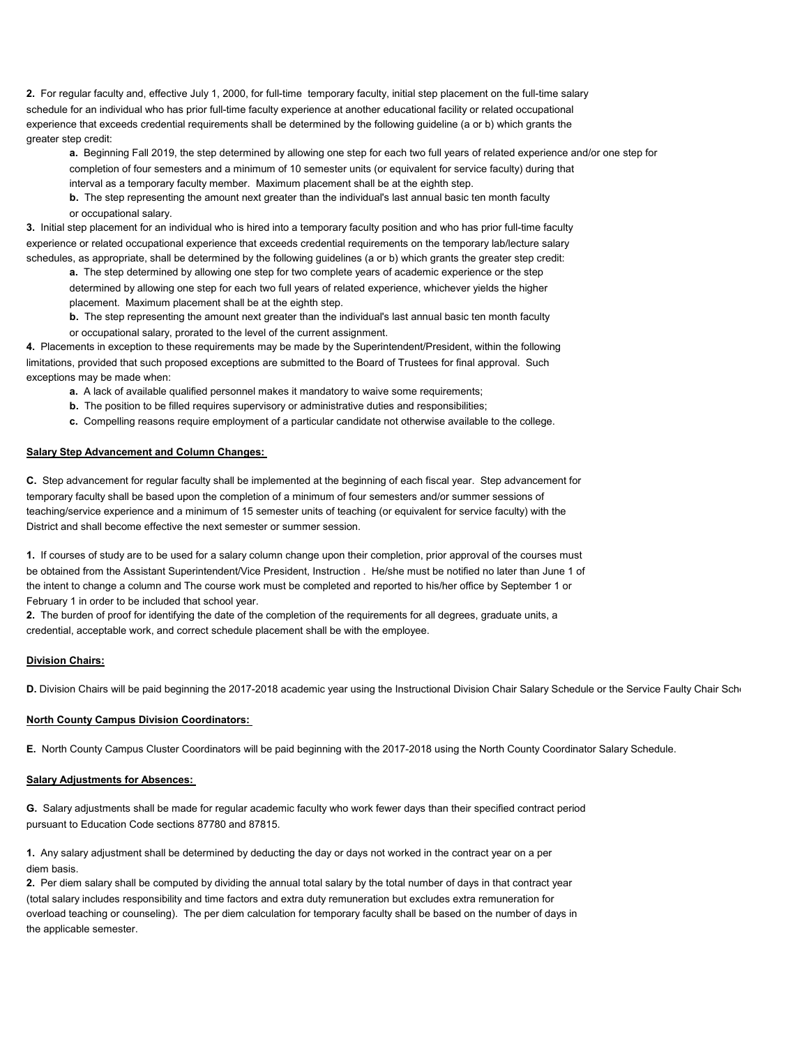**2.** For regular faculty and, effective July 1, 2000, for full-time temporary faculty, initial step placement on the full-time salary schedule for an individual who has prior full-time faculty experience at another educational facility or related occupational experience that exceeds credential requirements shall be determined by the following guideline (a or b) which grants the greater step credit:

- **a.** Beginning Fall 2019, the step determined by allowing one step for each two full years of related experience and/or one step for completion of four semesters and a minimum of 10 semester units (or equivalent for service faculty) during that interval as a temporary faculty member. Maximum placement shall be at the eighth step.
- **b.** The step representing the amount next greater than the individual's last annual basic ten month faculty or occupational salary.

**3.** Initial step placement for an individual who is hired into a temporary faculty position and who has prior full-time faculty experience or related occupational experience that exceeds credential requirements on the temporary lab/lecture salary schedules, as appropriate, shall be determined by the following guidelines (a or b) which grants the greater step credit:

- **a.** The step determined by allowing one step for two complete years of academic experience or the step determined by allowing one step for each two full years of related experience, whichever yields the higher placement. Maximum placement shall be at the eighth step.
- **b.** The step representing the amount next greater than the individual's last annual basic ten month faculty or occupational salary, prorated to the level of the current assignment.

**4.** Placements in exception to these requirements may be made by the Superintendent/President, within the following limitations, provided that such proposed exceptions are submitted to the Board of Trustees for final approval. Such exceptions may be made when:

- **a.** A lack of available qualified personnel makes it mandatory to waive some requirements;
- **b.** The position to be filled requires supervisory or administrative duties and responsibilities;
- **c.** Compelling reasons require employment of a particular candidate not otherwise available to the college.

**Salary Step Advancement and Column Changes:**

**C.** Step advancement for regular faculty shall be implemented at the beginning of each fiscal year. Step advancement for temporary faculty shall be based upon the completion of a minimum of four semesters and/or summer sessions of teaching/service experience and a minimum of 15 semester units of teaching (or equivalent for service faculty) with the District and shall become effective the next semester or summer session.

**1.** If courses of study are to be used for a salary column change upon their completion, prior approval of the courses must be obtained from the Assistant Superintendent/Vice President, Instruction . He/she must be notified no later than June 1 of the intent to change a column and The course work must be completed and reported to his/her office by September 1 or February 1 in order to be included that school year.

**2.** The burden of proof for identifying the date of the completion of the requirements for all degrees, graduate units, a credential, acceptable work, and correct schedule placement shall be with the employee.

**Division Chairs:**

**D.** Division Chairs will be paid beginning the 2017-2018 academic year using the Instructional Division Chair Salary Schedule or the Service Faulty Chair Sch

**North County Campus Division Coordinators:**

**E.** North County Campus Cluster Coordinators will be paid beginning with the 2017-2018 using the North County Coordinator Salary Schedule.

**Salary Adjustments for Absences:**

**G.** Salary adjustments shall be made for regular academic faculty who work fewer days than their specified contract period pursuant to Education Code sections 87780 and 87815.

**1.** Any salary adjustment shall be determined by deducting the day or days not worked in the contract year on a per diem basis.

**2.** Per diem salary shall be computed by dividing the annual total salary by the total number of days in that contract year (total salary includes responsibility and time factors and extra duty remuneration but excludes extra remuneration for overload teaching or counseling). The per diem calculation for temporary faculty shall be based on the number of days in the applicable semester.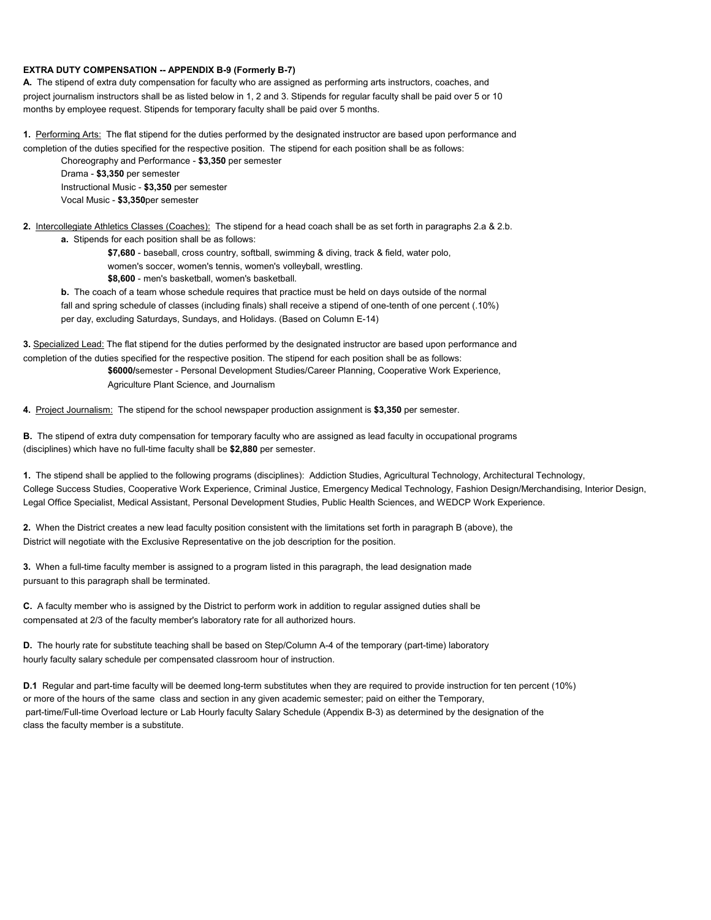**EXTRA DUTY COMPENSATION -- APPENDIX B-9 (Formerly B-7)**

**A.** The stipend of extra duty compensation for faculty who are assigned as performing arts instructors, coaches, and project journalism instructors shall be as listed below in 1, 2 and 3. Stipends for regular faculty shall be paid over 5 or 10 months by employee request. Stipends for temporary faculty shall be paid over 5 months.

**1.** Performing Arts: The flat stipend for the duties performed by the designated instructor are based upon performance and completion of the duties specified for the respective position. The stipend for each position shall be as follows:

Choreography and Performance - **$3,350** per semester
Drama - **$3,350** per semester
Instructional Music - **$3,350** per semester
Vocal Music - **$3,350**per semester

**2.** Intercollegiate Athletics Classes (Coaches): The stipend for a head coach shall be as set forth in paragraphs 2.a & 2.b.

**a.** Stipends for each position shall be as follows:

**$7,680** - baseball, cross country, softball, swimming & diving, track & field, water polo, women's soccer, women's tennis, women's volleyball, wrestling.
**$8,600** - men's basketball, women's basketball.

**b.** The coach of a team whose schedule requires that practice must be held on days outside of the normal fall and spring schedule of classes (including finals) shall receive a stipend of one-tenth of one percent (.10%) per day, excluding Saturdays, Sundays, and Holidays. (Based on Column E-14)

**3.** Specialized Lead: The flat stipend for the duties performed by the designated instructor are based upon performance and completion of the duties specified for the respective position. The stipend for each position shall be as follows:

**$6000/**semester - Personal Development Studies/Career Planning, Cooperative Work Experience, Agriculture Plant Science, and Journalism

**4.** Project Journalism: The stipend for the school newspaper production assignment is **$3,350** per semester.

**B.** The stipend of extra duty compensation for temporary faculty who are assigned as lead faculty in occupational programs (disciplines) which have no full-time faculty shall be **$2,880** per semester.

**1.** The stipend shall be applied to the following programs (disciplines): Addiction Studies, Agricultural Technology, Architectural Technology, College Success Studies, Cooperative Work Experience, Criminal Justice, Emergency Medical Technology, Fashion Design/Merchandising, Interior Design, Legal Office Specialist, Medical Assistant, Personal Development Studies, Public Health Sciences, and WEDCP Work Experience.

**2.** When the District creates a new lead faculty position consistent with the limitations set forth in paragraph B (above), the District will negotiate with the Exclusive Representative on the job description for the position.

**3.** When a full-time faculty member is assigned to a program listed in this paragraph, the lead designation made pursuant to this paragraph shall be terminated.

**C.** A faculty member who is assigned by the District to perform work in addition to regular assigned duties shall be compensated at 2/3 of the faculty member's laboratory rate for all authorized hours.

**D.** The hourly rate for substitute teaching shall be based on Step/Column A-4 of the temporary (part-time) laboratory hourly faculty salary schedule per compensated classroom hour of instruction.

**D.1** Regular and part-time faculty will be deemed long-term substitutes when they are required to provide instruction for ten percent (10%) or more of the hours of the same class and section in any given academic semester; paid on either the Temporary, part-time/Full-time Overload lecture or Lab Hourly faculty Salary Schedule (Appendix B-3) as determined by the designation of the class the faculty member is a substitute.